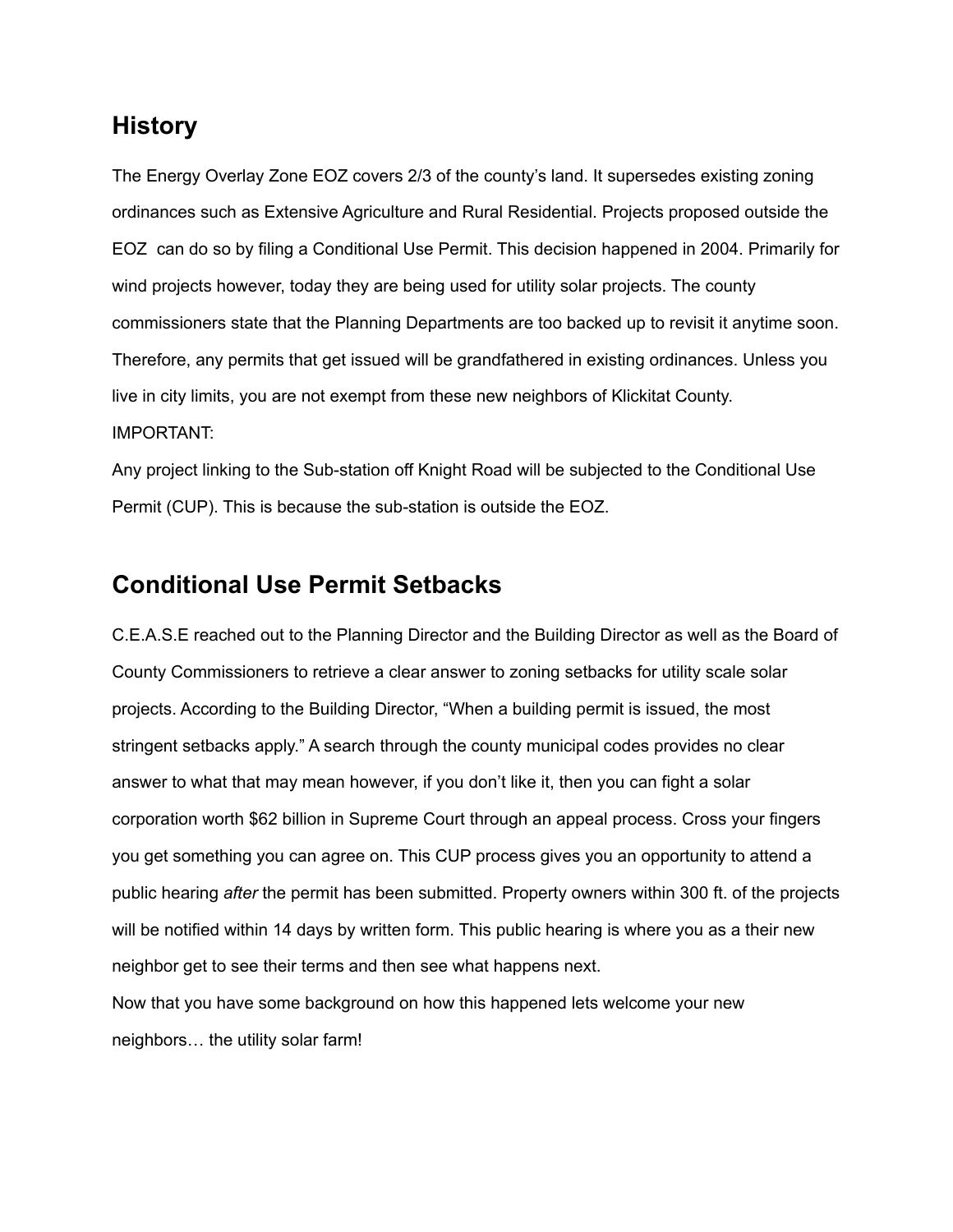## History

The Energy Overlay Zone EOZ covers 2/3 of the county's land. It supersedes existing zoning ordinances such as Extensive Agriculture and Rural Residential. Projects proposed outside the EOZ can do so by filing a Conditional Use Permit. This decision happened in 2004. Primarily for wind projects however, today they are being used for utility solar projects. The county commissioners state that the Planning Departments are too backed up to revisit it anytime soon. Therefore, any permits that get issued will be grandfathered in existing ordinances. Unless you live in city limits, you are not exempt from these new neighbors of Klickitat County.

IMPORTANT:

Any project linking to the Sub-station off Knight Road will be subjected to the Conditional Use Permit (CUP). This is because the sub-station is outside the EOZ.

## Conditional Use Permit Setbacks

C.E.A.S.E reached out to the Planning Director and the Building Director as well as the Board of County Commissioners to retrieve a clear answer to zoning setbacks for utility scale solar projects. According to the Building Director, "When a building permit is issued, the most stringent setbacks apply." A search through the county municipal codes provides no clear answer to what that may mean however, if you don't like it, then you can fight a solar corporation worth $62 billion in Supreme Court through an appeal process. Cross your fingers you get something you can agree on. This CUP process gives you an opportunity to attend a public hearing *after* the permit has been submitted. Property owners within 300 ft. of the projects will be notified within 14 days by written form. This public hearing is where you as a their new neighbor get to see their terms and then see what happens next.

Now that you have some background on how this happened lets welcome your new neighbors… the utility solar farm!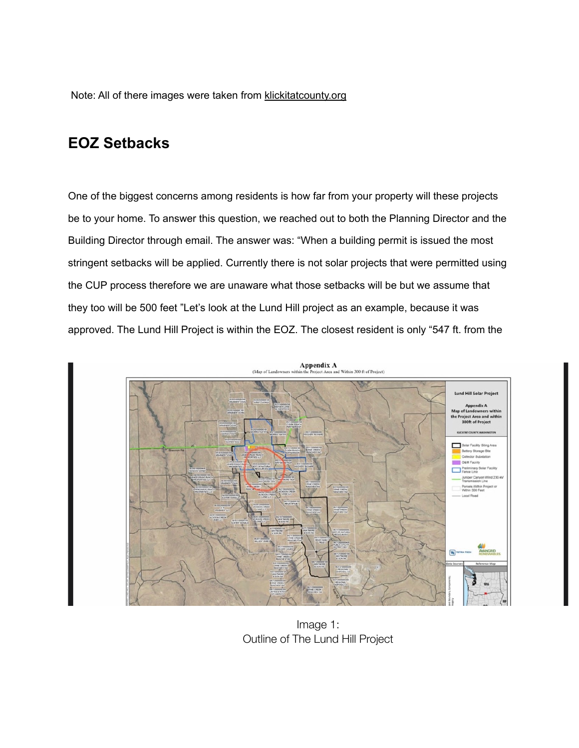Note: All of there images were taken from klickitatcounty.org

## EOZ Setbacks

One of the biggest concerns among residents is how far from your property will these projects be to your home. To answer this question, we reached out to both the Planning Director and the Building Director through email. The answer was: "When a building permit is issued the most stringent setbacks will be applied. Currently there is not solar projects that were permitted using the CUP process therefore we are unaware what those setbacks will be but we assume that they too will be 500 feet "Let's look at the Lund Hill project as an example, because it was approved. The Lund Hill Project is within the EOZ. The closest resident is only "547 ft. from the

Image 1:
Outline of The Lund Hill Project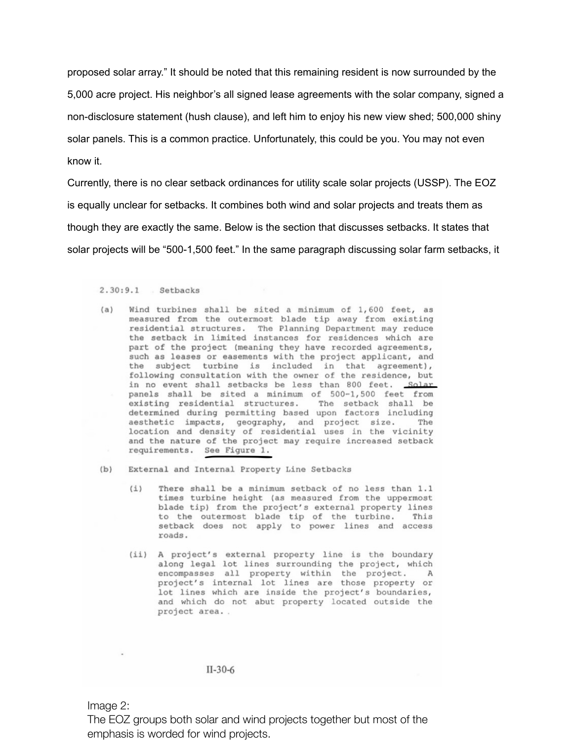proposed solar array." It should be noted that this remaining resident is now surrounded by the 5,000 acre project. His neighbor's all signed lease agreements with the solar company, signed a non-disclosure statement (hush clause), and left him to enjoy his new view shed; 500,000 shiny solar panels. This is a common practice. Unfortunately, this could be you. You may not even know it.

Currently, there is no clear setback ordinances for utility scale solar projects (USSP). The EOZ is equally unclear for setbacks. It combines both wind and solar projects and treats them as though they are exactly the same. Below is the section that discusses setbacks. It states that solar projects will be "500-1,500 feet." In the same paragraph discussing solar farm setbacks, it

2.30:9.1 Setbacks

(a) Wind turbines shall be sited a minimum of 1,600 feet, as measured from the outermost blade tip away from existing residential structures. The Planning Department may reduce the setback in limited instances for residences which are part of the project (meaning they have recorded agreements, such as leases or easements with the project applicant, and the subject turbine is included in that agreement), following consultation with the owner of the residence, but in no event shall setbacks be less than 800 feet. Solar panels shall be sited a minimum of 500-1,500 feet from existing residential structures. The setback shall be determined during permitting based upon factors including aesthetic impacts, geography, and project size. The location and density of residential uses in the vicinity and the nature of the project may require increased setback requirements. See Figure 1.

(b) External and Internal Property Line Setbacks

(i) There shall be a minimum setback of no less than 1.1 times turbine height (as measured from the uppermost blade tip) from the project's external property lines to the outermost blade tip of the turbine. This setback does not apply to power lines and access roads.

(ii) A project's external property line is the boundary along legal lot lines surrounding the project, which encompasses all property within the project. A project's internal lot lines are those property or lot lines which are inside the project's boundaries, and which do not abut property located outside the project area.

II-30-6

Image 2:
The EOZ groups both solar and wind projects together but most of the emphasis is worded for wind projects.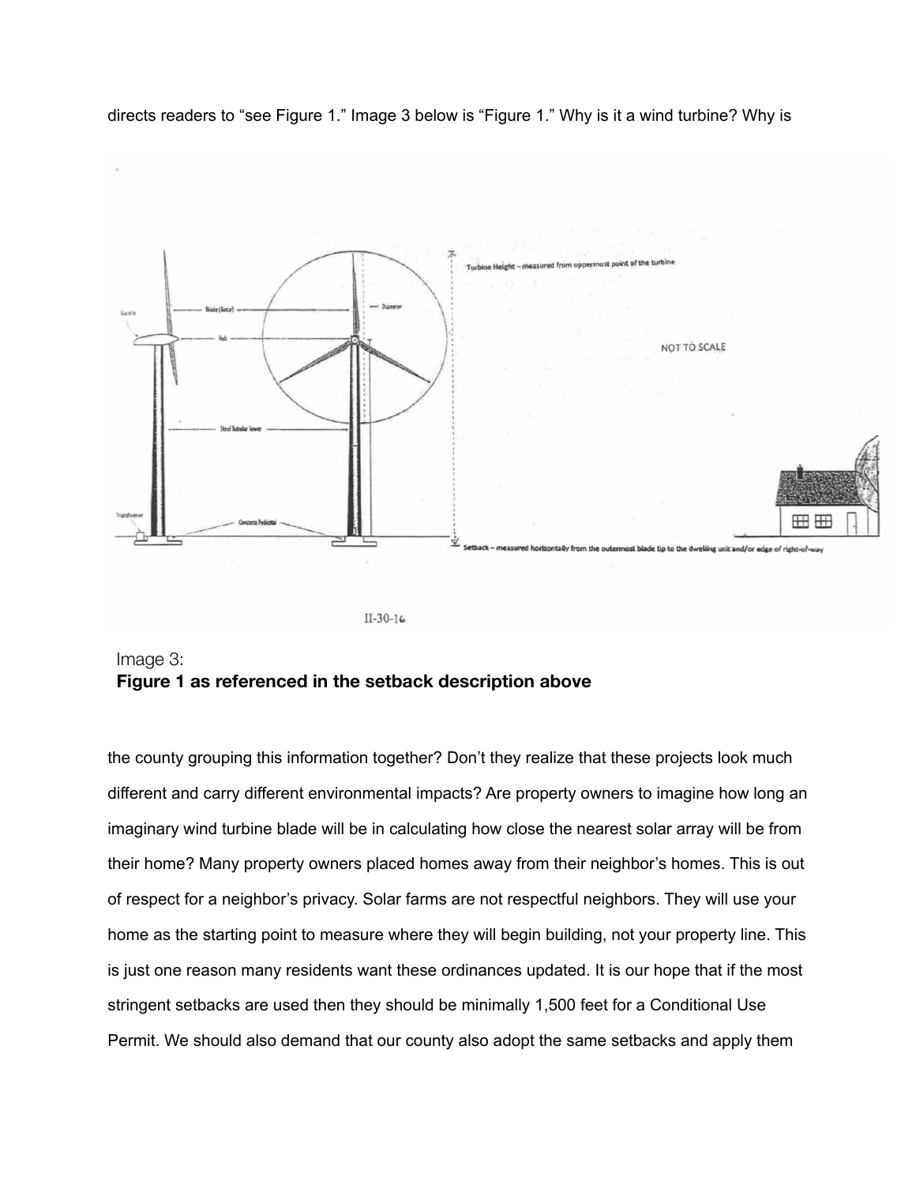directs readers to "see Figure 1." Image 3 below is "Figure 1." Why is it a wind turbine? Why is

Image 3:
**Figure 1 as referenced in the setback description above**

the county grouping this information together? Don't they realize that these projects look much different and carry different environmental impacts? Are property owners to imagine how long an imaginary wind turbine blade will be in calculating how close the nearest solar array will be from their home? Many property owners placed homes away from their neighbor's homes. This is out of respect for a neighbor's privacy. Solar farms are not respectful neighbors. They will use your home as the starting point to measure where they will begin building, not your property line. This is just one reason many residents want these ordinances updated. It is our hope that if the most stringent setbacks are used then they should be minimally 1,500 feet for a Conditional Use Permit. We should also demand that our county also adopt the same setbacks and apply them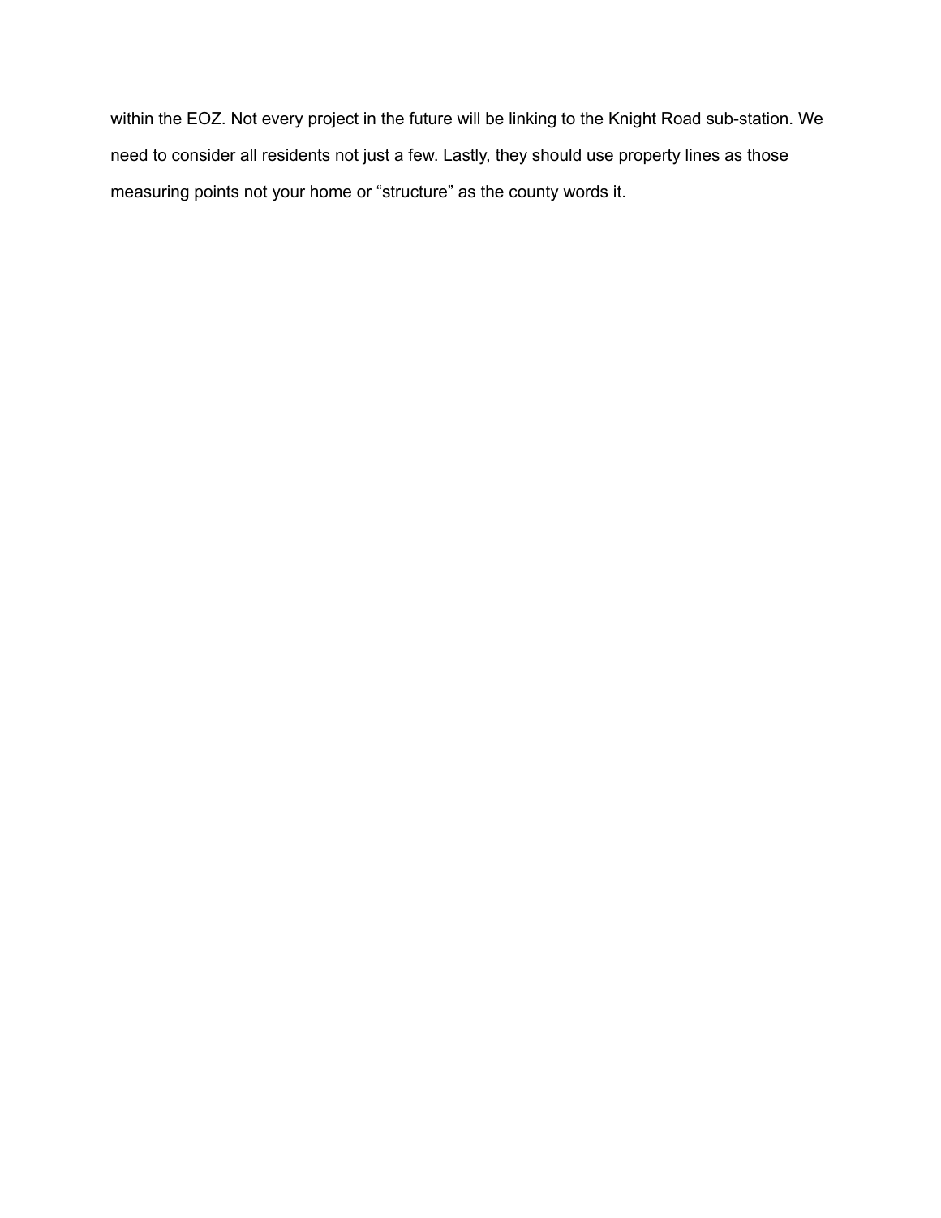within the EOZ. Not every project in the future will be linking to the Knight Road sub-station. We need to consider all residents not just a few. Lastly, they should use property lines as those measuring points not your home or “structure” as the county words it.